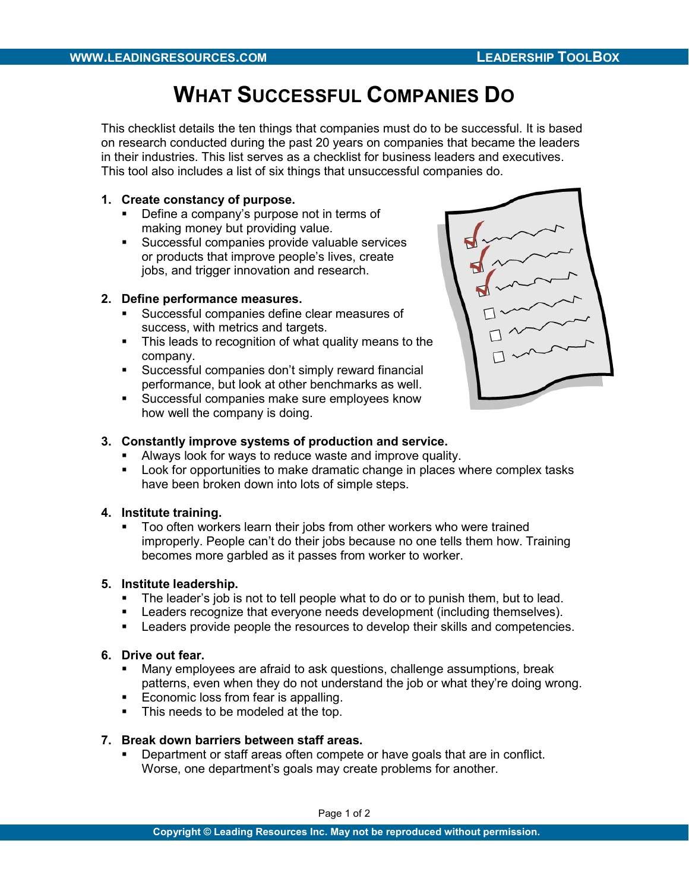# What Successful Companies Do

This checklist details the ten things that companies must do to be successful. It is based on research conducted during the past 20 years on companies that became the leaders in their industries. This list serves as a checklist for business leaders and executives. This tool also includes a list of six things that unsuccessful companies do.

1. **Create constancy of purpose.**
   - Define a company's purpose not in terms of making money but providing value.
   - Successful companies provide valuable services or products that improve people's lives, create jobs, and trigger innovation and research.

2. **Define performance measures.**
   - Successful companies define clear measures of success, with metrics and targets.
   - This leads to recognition of what quality means to the company.
   - Successful companies don't simply reward financial performance, but look at other benchmarks as well.
   - Successful companies make sure employees know how well the company is doing.

3. **Constantly improve systems of production and service.**
   - Always look for ways to reduce waste and improve quality.
   - Look for opportunities to make dramatic change in places where complex tasks have been broken down into lots of simple steps.

4. **Institute training.**
   - Too often workers learn their jobs from other workers who were trained improperly. People can't do their jobs because no one tells them how. Training becomes more garbled as it passes from worker to worker.

5. **Institute leadership.**
   - The leader's job is not to tell people what to do or to punish them, but to lead.
   - Leaders recognize that everyone needs development (including themselves).
   - Leaders provide people the resources to develop their skills and competencies.

6. **Drive out fear.**
   - Many employees are afraid to ask questions, challenge assumptions, break patterns, even when they do not understand the job or what they're doing wrong.
   - Economic loss from fear is appalling.
   - This needs to be modeled at the top.

7. **Break down barriers between staff areas.**
   - Department or staff areas often compete or have goals that are in conflict. Worse, one department's goals may create problems for another.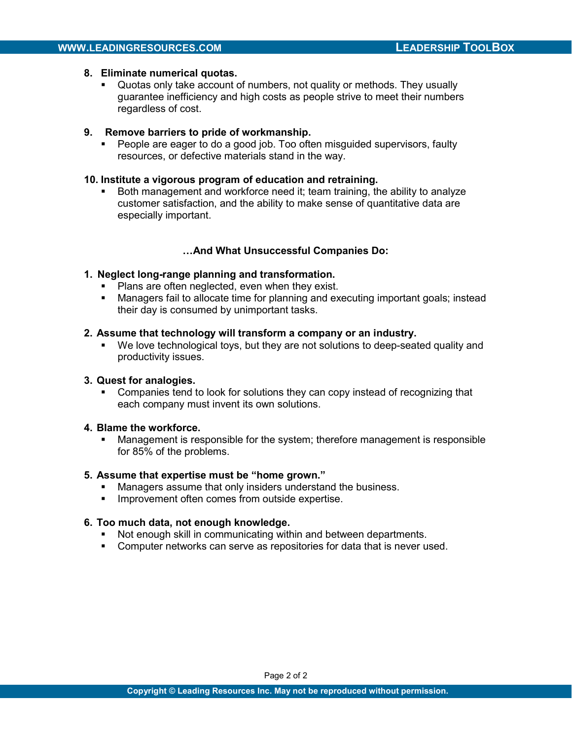8. **Eliminate numerical quotas.**
   - Quotas only take account of numbers, not quality or methods. They usually guarantee inefficiency and high costs as people strive to meet their numbers regardless of cost.

9. **Remove barriers to pride of workmanship.**
   - People are eager to do a good job. Too often misguided supervisors, faulty resources, or defective materials stand in the way.

10. **Institute a vigorous program of education and retraining.**
    - Both management and workforce need it; team training, the ability to analyze customer satisfaction, and the ability to make sense of quantitative data are especially important.

## …And What Unsuccessful Companies Do:

1. **Neglect long-range planning and transformation.**
   - Plans are often neglected, even when they exist.
   - Managers fail to allocate time for planning and executing important goals; instead their day is consumed by unimportant tasks.

2. **Assume that technology will transform a company or an industry.**
   - We love technological toys, but they are not solutions to deep-seated quality and productivity issues.

3. **Quest for analogies.**
   - Companies tend to look for solutions they can copy instead of recognizing that each company must invent its own solutions.

4. **Blame the workforce.**
   - Management is responsible for the system; therefore management is responsible for 85% of the problems.

5. **Assume that expertise must be "home grown."**
   - Managers assume that only insiders understand the business.
   - Improvement often comes from outside expertise.

6. **Too much data, not enough knowledge.**
   - Not enough skill in communicating within and between departments.
   - Computer networks can serve as repositories for data that is never used.